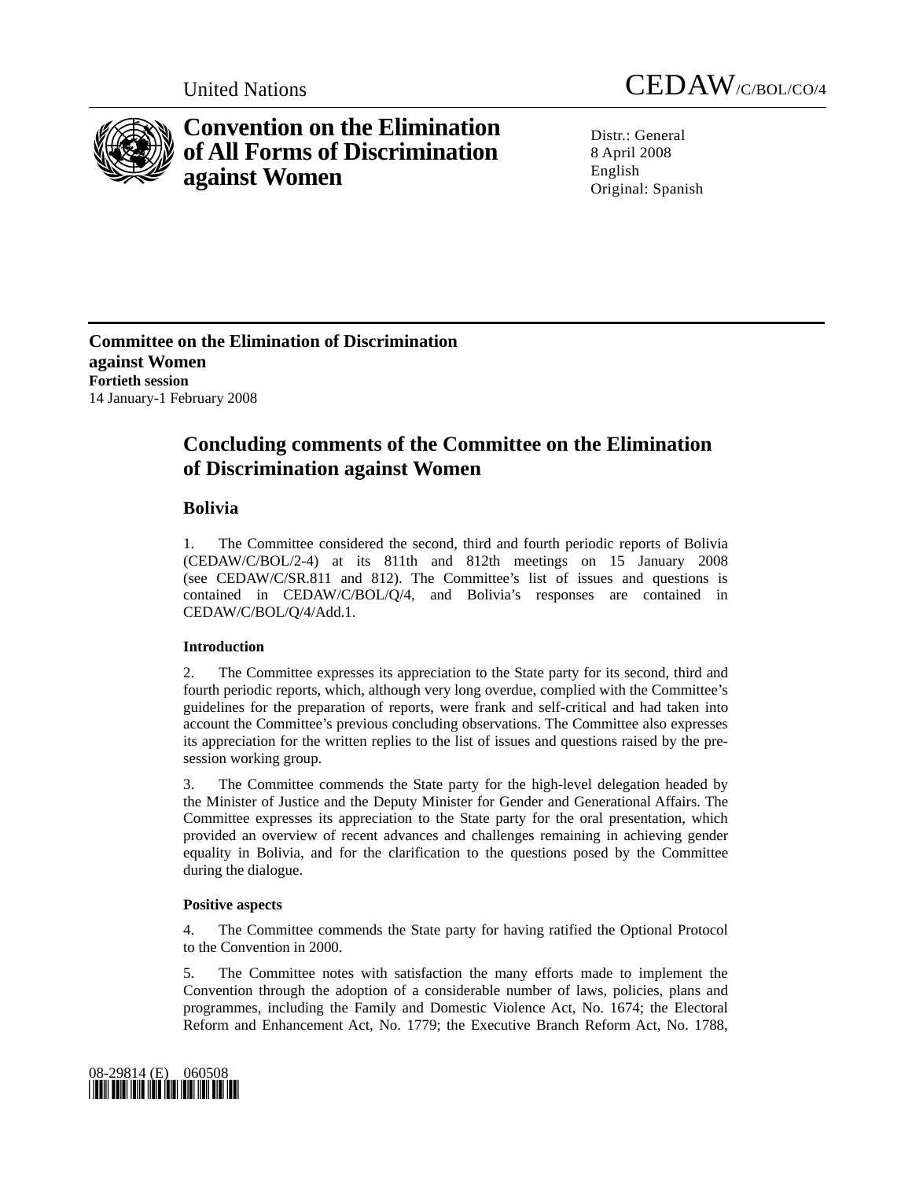United Nations CEDAW/C/BOL/CO/4

# Convention on the Elimination of All Forms of Discrimination against Women

Distr.: General
8 April 2008
English
Original: Spanish

**Committee on the Elimination of Discrimination against Women**
**Fortieth session**
14 January-1 February 2008

## Concluding comments of the Committee on the Elimination of Discrimination against Women

## Bolivia

1. The Committee considered the second, third and fourth periodic reports of Bolivia (CEDAW/C/BOL/2-4) at its 811th and 812th meetings on 15 January 2008 (see CEDAW/C/SR.811 and 812). The Committee's list of issues and questions is contained in CEDAW/C/BOL/Q/4, and Bolivia's responses are contained in CEDAW/C/BOL/Q/4/Add.1.

### Introduction

2. The Committee expresses its appreciation to the State party for its second, third and fourth periodic reports, which, although very long overdue, complied with the Committee's guidelines for the preparation of reports, were frank and self-critical and had taken into account the Committee's previous concluding observations. The Committee also expresses its appreciation for the written replies to the list of issues and questions raised by the pre-session working group.

3. The Committee commends the State party for the high-level delegation headed by the Minister of Justice and the Deputy Minister for Gender and Generational Affairs. The Committee expresses its appreciation to the State party for the oral presentation, which provided an overview of recent advances and challenges remaining in achieving gender equality in Bolivia, and for the clarification to the questions posed by the Committee during the dialogue.

### Positive aspects

4. The Committee commends the State party for having ratified the Optional Protocol to the Convention in 2000.

5. The Committee notes with satisfaction the many efforts made to implement the Convention through the adoption of a considerable number of laws, policies, plans and programmes, including the Family and Domestic Violence Act, No. 1674; the Electoral Reform and Enhancement Act, No. 1779; the Executive Branch Reform Act, No. 1788,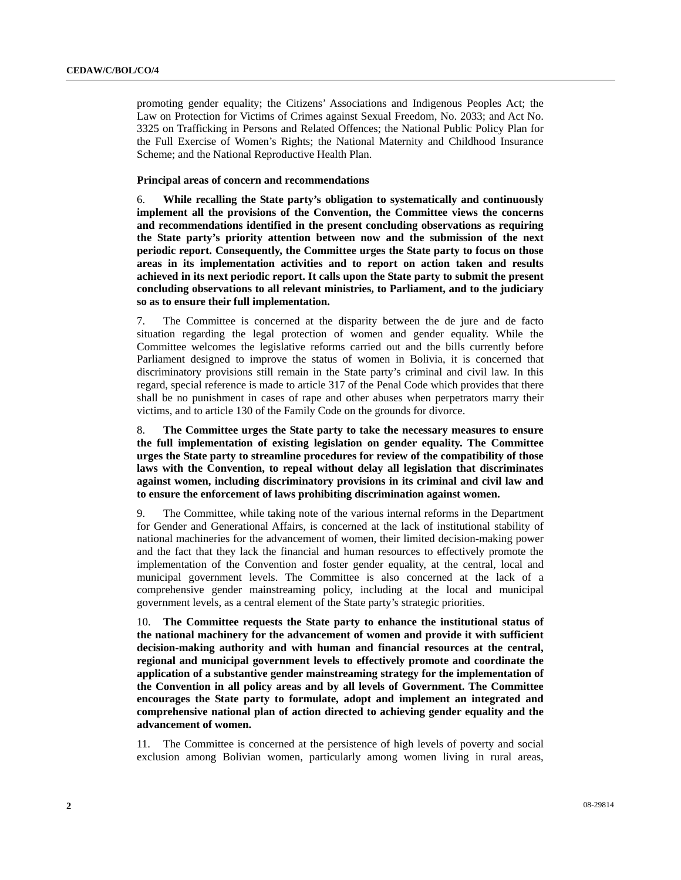promoting gender equality; the Citizens' Associations and Indigenous Peoples Act; the Law on Protection for Victims of Crimes against Sexual Freedom, No. 2033; and Act No. 3325 on Trafficking in Persons and Related Offences; the National Public Policy Plan for the Full Exercise of Women's Rights; the National Maternity and Childhood Insurance Scheme; and the National Reproductive Health Plan.

**Principal areas of concern and recommendations**

6. **While recalling the State party's obligation to systematically and continuously implement all the provisions of the Convention, the Committee views the concerns and recommendations identified in the present concluding observations as requiring the State party's priority attention between now and the submission of the next periodic report. Consequently, the Committee urges the State party to focus on those areas in its implementation activities and to report on action taken and results achieved in its next periodic report. It calls upon the State party to submit the present concluding observations to all relevant ministries, to Parliament, and to the judiciary so as to ensure their full implementation.**

7. The Committee is concerned at the disparity between the de jure and de facto situation regarding the legal protection of women and gender equality. While the Committee welcomes the legislative reforms carried out and the bills currently before Parliament designed to improve the status of women in Bolivia, it is concerned that discriminatory provisions still remain in the State party's criminal and civil law. In this regard, special reference is made to article 317 of the Penal Code which provides that there shall be no punishment in cases of rape and other abuses when perpetrators marry their victims, and to article 130 of the Family Code on the grounds for divorce.

8. **The Committee urges the State party to take the necessary measures to ensure the full implementation of existing legislation on gender equality. The Committee urges the State party to streamline procedures for review of the compatibility of those laws with the Convention, to repeal without delay all legislation that discriminates against women, including discriminatory provisions in its criminal and civil law and to ensure the enforcement of laws prohibiting discrimination against women.**

9. The Committee, while taking note of the various internal reforms in the Department for Gender and Generational Affairs, is concerned at the lack of institutional stability of national machineries for the advancement of women, their limited decision-making power and the fact that they lack the financial and human resources to effectively promote the implementation of the Convention and foster gender equality, at the central, local and municipal government levels. The Committee is also concerned at the lack of a comprehensive gender mainstreaming policy, including at the local and municipal government levels, as a central element of the State party's strategic priorities.

10. **The Committee requests the State party to enhance the institutional status of the national machinery for the advancement of women and provide it with sufficient decision-making authority and with human and financial resources at the central, regional and municipal government levels to effectively promote and coordinate the application of a substantive gender mainstreaming strategy for the implementation of the Convention in all policy areas and by all levels of Government. The Committee encourages the State party to formulate, adopt and implement an integrated and comprehensive national plan of action directed to achieving gender equality and the advancement of women.**

11. The Committee is concerned at the persistence of high levels of poverty and social exclusion among Bolivian women, particularly among women living in rural areas,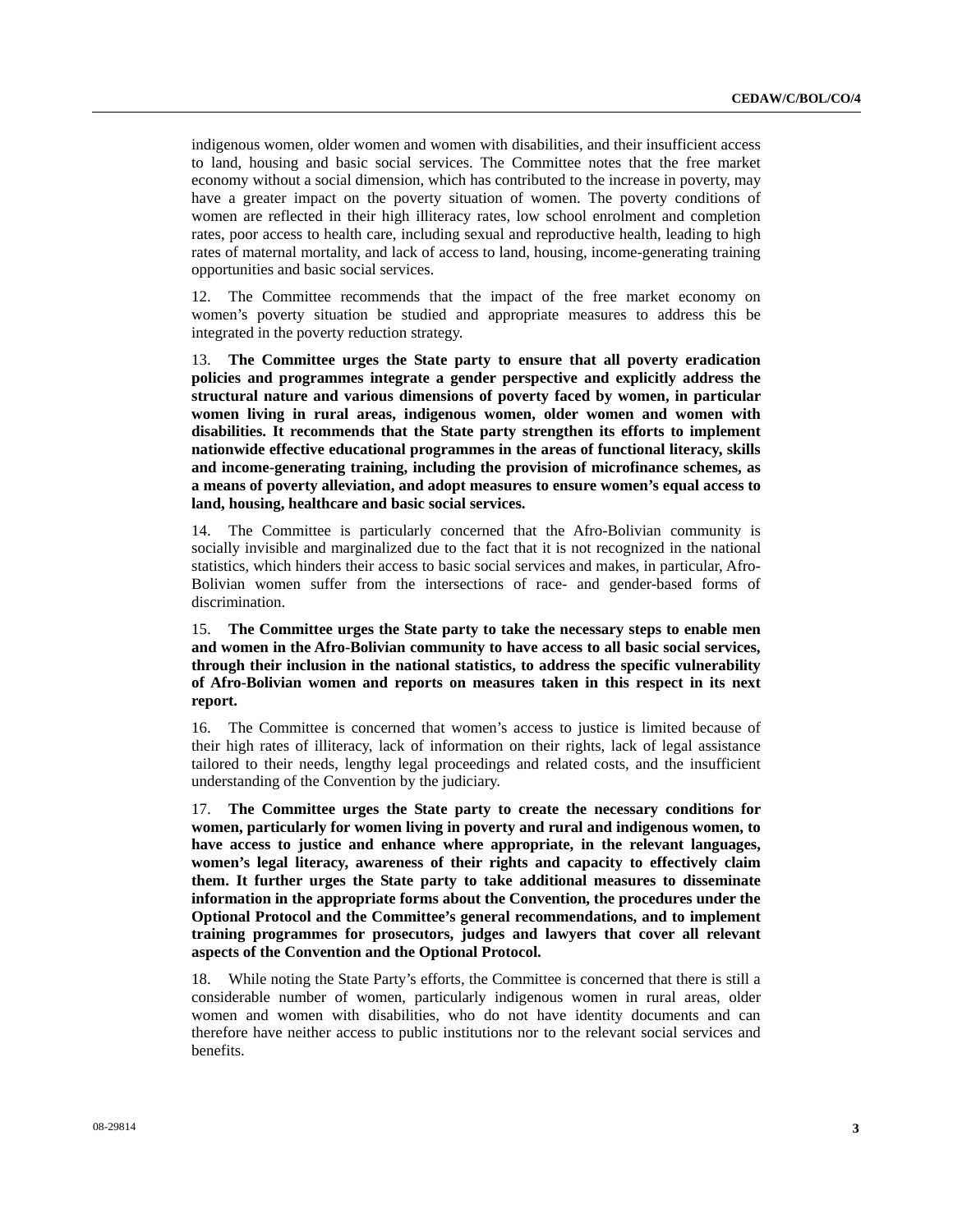indigenous women, older women and women with disabilities, and their insufficient access to land, housing and basic social services. The Committee notes that the free market economy without a social dimension, which has contributed to the increase in poverty, may have a greater impact on the poverty situation of women. The poverty conditions of women are reflected in their high illiteracy rates, low school enrolment and completion rates, poor access to health care, including sexual and reproductive health, leading to high rates of maternal mortality, and lack of access to land, housing, income-generating training opportunities and basic social services.

12. The Committee recommends that the impact of the free market economy on women's poverty situation be studied and appropriate measures to address this be integrated in the poverty reduction strategy.

13. **The Committee urges the State party to ensure that all poverty eradication policies and programmes integrate a gender perspective and explicitly address the structural nature and various dimensions of poverty faced by women, in particular women living in rural areas, indigenous women, older women and women with disabilities. It recommends that the State party strengthen its efforts to implement nationwide effective educational programmes in the areas of functional literacy, skills and income-generating training, including the provision of microfinance schemes, as a means of poverty alleviation, and adopt measures to ensure women's equal access to land, housing, healthcare and basic social services.**

14. The Committee is particularly concerned that the Afro-Bolivian community is socially invisible and marginalized due to the fact that it is not recognized in the national statistics, which hinders their access to basic social services and makes, in particular, Afro-Bolivian women suffer from the intersections of race- and gender-based forms of discrimination.

15. **The Committee urges the State party to take the necessary steps to enable men and women in the Afro-Bolivian community to have access to all basic social services, through their inclusion in the national statistics, to address the specific vulnerability of Afro-Bolivian women and reports on measures taken in this respect in its next report.**

16. The Committee is concerned that women's access to justice is limited because of their high rates of illiteracy, lack of information on their rights, lack of legal assistance tailored to their needs, lengthy legal proceedings and related costs, and the insufficient understanding of the Convention by the judiciary.

17. **The Committee urges the State party to create the necessary conditions for women, particularly for women living in poverty and rural and indigenous women, to have access to justice and enhance where appropriate, in the relevant languages, women's legal literacy, awareness of their rights and capacity to effectively claim them. It further urges the State party to take additional measures to disseminate information in the appropriate forms about the Convention, the procedures under the Optional Protocol and the Committee's general recommendations, and to implement training programmes for prosecutors, judges and lawyers that cover all relevant aspects of the Convention and the Optional Protocol.**

18. While noting the State Party's efforts, the Committee is concerned that there is still a considerable number of women, particularly indigenous women in rural areas, older women and women with disabilities, who do not have identity documents and can therefore have neither access to public institutions nor to the relevant social services and benefits.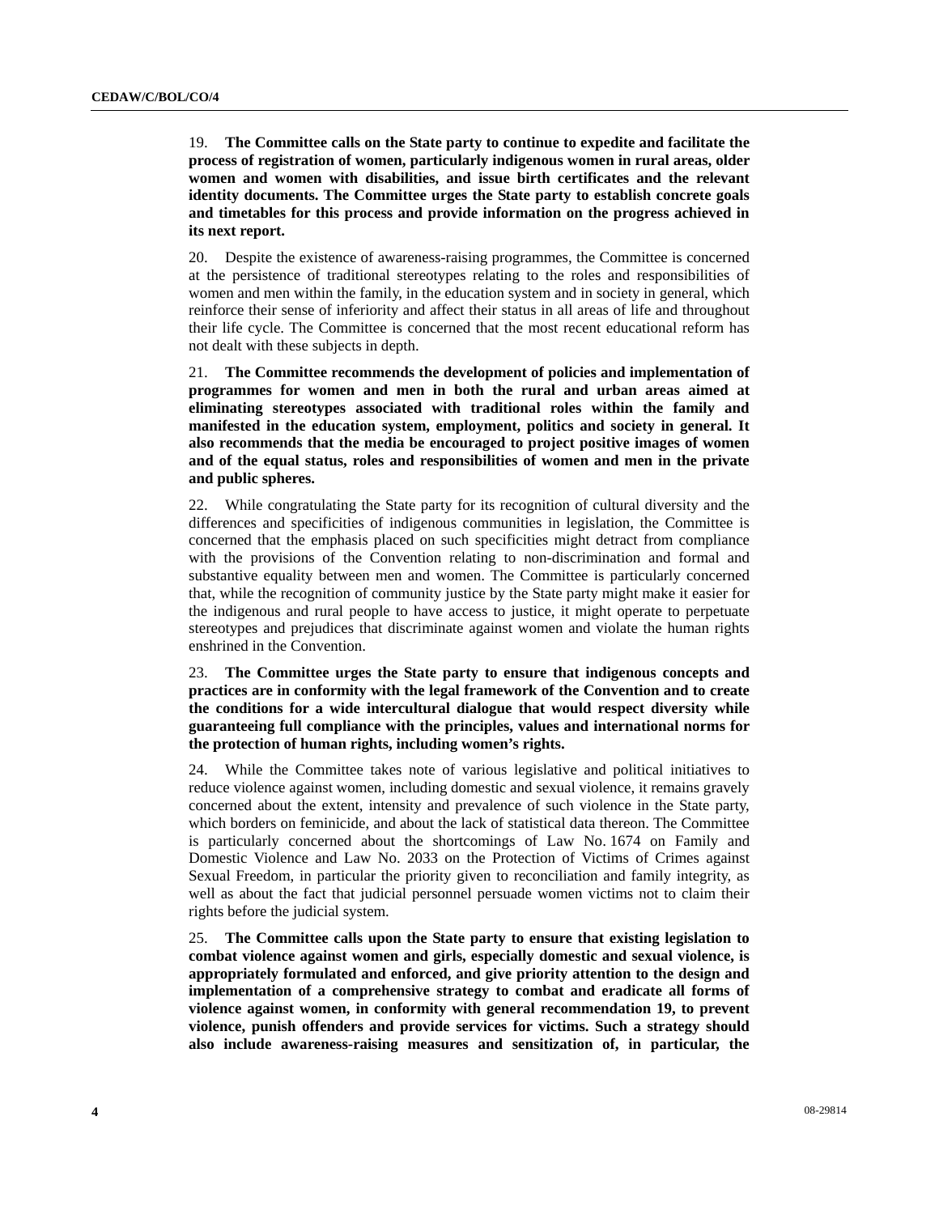19. **The Committee calls on the State party to continue to expedite and facilitate the process of registration of women, particularly indigenous women in rural areas, older women and women with disabilities, and issue birth certificates and the relevant identity documents. The Committee urges the State party to establish concrete goals and timetables for this process and provide information on the progress achieved in its next report.**

20. Despite the existence of awareness-raising programmes, the Committee is concerned at the persistence of traditional stereotypes relating to the roles and responsibilities of women and men within the family, in the education system and in society in general, which reinforce their sense of inferiority and affect their status in all areas of life and throughout their life cycle. The Committee is concerned that the most recent educational reform has not dealt with these subjects in depth.

21. **The Committee recommends the development of policies and implementation of programmes for women and men in both the rural and urban areas aimed at eliminating stereotypes associated with traditional roles within the family and manifested in the education system, employment, politics and society in general. It also recommends that the media be encouraged to project positive images of women and of the equal status, roles and responsibilities of women and men in the private and public spheres.**

22. While congratulating the State party for its recognition of cultural diversity and the differences and specificities of indigenous communities in legislation, the Committee is concerned that the emphasis placed on such specificities might detract from compliance with the provisions of the Convention relating to non-discrimination and formal and substantive equality between men and women. The Committee is particularly concerned that, while the recognition of community justice by the State party might make it easier for the indigenous and rural people to have access to justice, it might operate to perpetuate stereotypes and prejudices that discriminate against women and violate the human rights enshrined in the Convention.

23. **The Committee urges the State party to ensure that indigenous concepts and practices are in conformity with the legal framework of the Convention and to create the conditions for a wide intercultural dialogue that would respect diversity while guaranteeing full compliance with the principles, values and international norms for the protection of human rights, including women's rights.**

24. While the Committee takes note of various legislative and political initiatives to reduce violence against women, including domestic and sexual violence, it remains gravely concerned about the extent, intensity and prevalence of such violence in the State party, which borders on feminicide, and about the lack of statistical data thereon. The Committee is particularly concerned about the shortcomings of Law No. 1674 on Family and Domestic Violence and Law No. 2033 on the Protection of Victims of Crimes against Sexual Freedom, in particular the priority given to reconciliation and family integrity, as well as about the fact that judicial personnel persuade women victims not to claim their rights before the judicial system.

25. **The Committee calls upon the State party to ensure that existing legislation to combat violence against women and girls, especially domestic and sexual violence, is appropriately formulated and enforced, and give priority attention to the design and implementation of a comprehensive strategy to combat and eradicate all forms of violence against women, in conformity with general recommendation 19, to prevent violence, punish offenders and provide services for victims. Such a strategy should also include awareness-raising measures and sensitization of, in particular, the**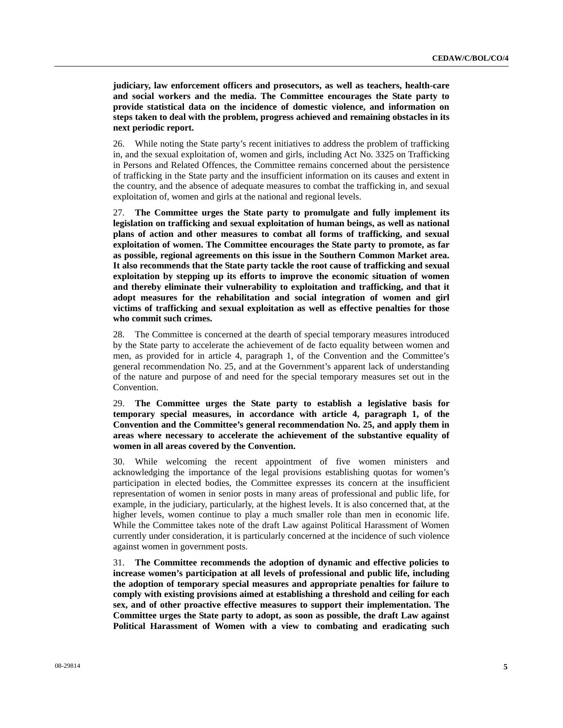**judiciary, law enforcement officers and prosecutors, as well as teachers, health-care and social workers and the media. The Committee encourages the State party to provide statistical data on the incidence of domestic violence, and information on steps taken to deal with the problem, progress achieved and remaining obstacles in its next periodic report.**

26. While noting the State party's recent initiatives to address the problem of trafficking in, and the sexual exploitation of, women and girls, including Act No. 3325 on Trafficking in Persons and Related Offences, the Committee remains concerned about the persistence of trafficking in the State party and the insufficient information on its causes and extent in the country, and the absence of adequate measures to combat the trafficking in, and sexual exploitation of, women and girls at the national and regional levels.

27. **The Committee urges the State party to promulgate and fully implement its legislation on trafficking and sexual exploitation of human beings, as well as national plans of action and other measures to combat all forms of trafficking, and sexual exploitation of women. The Committee encourages the State party to promote, as far as possible, regional agreements on this issue in the Southern Common Market area. It also recommends that the State party tackle the root cause of trafficking and sexual exploitation by stepping up its efforts to improve the economic situation of women and thereby eliminate their vulnerability to exploitation and trafficking, and that it adopt measures for the rehabilitation and social integration of women and girl victims of trafficking and sexual exploitation as well as effective penalties for those who commit such crimes.**

28. The Committee is concerned at the dearth of special temporary measures introduced by the State party to accelerate the achievement of de facto equality between women and men, as provided for in article 4, paragraph 1, of the Convention and the Committee's general recommendation No. 25, and at the Government's apparent lack of understanding of the nature and purpose of and need for the special temporary measures set out in the Convention.

29. **The Committee urges the State party to establish a legislative basis for temporary special measures, in accordance with article 4, paragraph 1, of the Convention and the Committee's general recommendation No. 25, and apply them in areas where necessary to accelerate the achievement of the substantive equality of women in all areas covered by the Convention.**

30. While welcoming the recent appointment of five women ministers and acknowledging the importance of the legal provisions establishing quotas for women's participation in elected bodies, the Committee expresses its concern at the insufficient representation of women in senior posts in many areas of professional and public life, for example, in the judiciary, particularly, at the highest levels. It is also concerned that, at the higher levels, women continue to play a much smaller role than men in economic life. While the Committee takes note of the draft Law against Political Harassment of Women currently under consideration, it is particularly concerned at the incidence of such violence against women in government posts.

31. **The Committee recommends the adoption of dynamic and effective policies to increase women's participation at all levels of professional and public life, including the adoption of temporary special measures and appropriate penalties for failure to comply with existing provisions aimed at establishing a threshold and ceiling for each sex, and of other proactive effective measures to support their implementation. The Committee urges the State party to adopt, as soon as possible, the draft Law against Political Harassment of Women with a view to combating and eradicating such**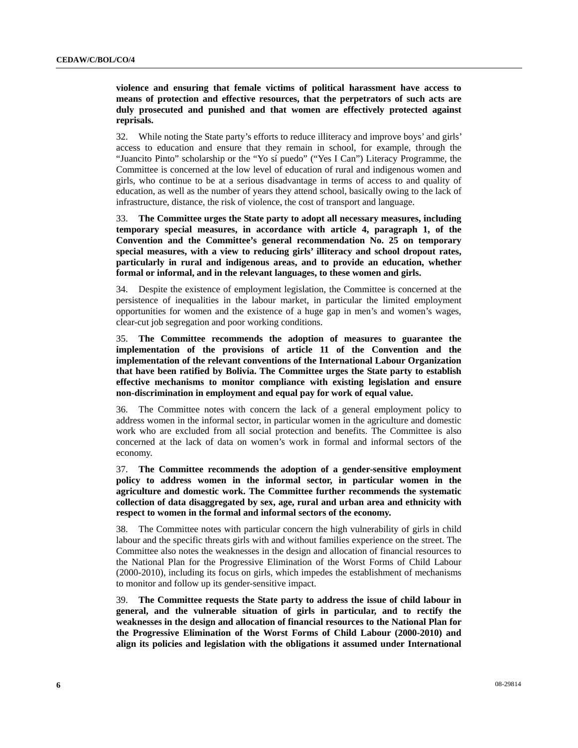**violence and ensuring that female victims of political harassment have access to means of protection and effective resources, that the perpetrators of such acts are duly prosecuted and punished and that women are effectively protected against reprisals.**

32. While noting the State party's efforts to reduce illiteracy and improve boys' and girls' access to education and ensure that they remain in school, for example, through the "Juancito Pinto" scholarship or the "Yo sí puedo" ("Yes I Can") Literacy Programme, the Committee is concerned at the low level of education of rural and indigenous women and girls, who continue to be at a serious disadvantage in terms of access to and quality of education, as well as the number of years they attend school, basically owing to the lack of infrastructure, distance, the risk of violence, the cost of transport and language.

33. **The Committee urges the State party to adopt all necessary measures, including temporary special measures, in accordance with article 4, paragraph 1, of the Convention and the Committee's general recommendation No. 25 on temporary special measures, with a view to reducing girls' illiteracy and school dropout rates, particularly in rural and indigenous areas, and to provide an education, whether formal or informal, and in the relevant languages, to these women and girls.**

34. Despite the existence of employment legislation, the Committee is concerned at the persistence of inequalities in the labour market, in particular the limited employment opportunities for women and the existence of a huge gap in men's and women's wages, clear-cut job segregation and poor working conditions.

35. **The Committee recommends the adoption of measures to guarantee the implementation of the provisions of article 11 of the Convention and the implementation of the relevant conventions of the International Labour Organization that have been ratified by Bolivia. The Committee urges the State party to establish effective mechanisms to monitor compliance with existing legislation and ensure non-discrimination in employment and equal pay for work of equal value.**

36. The Committee notes with concern the lack of a general employment policy to address women in the informal sector, in particular women in the agriculture and domestic work who are excluded from all social protection and benefits. The Committee is also concerned at the lack of data on women's work in formal and informal sectors of the economy.

37. **The Committee recommends the adoption of a gender-sensitive employment policy to address women in the informal sector, in particular women in the agriculture and domestic work. The Committee further recommends the systematic collection of data disaggregated by sex, age, rural and urban area and ethnicity with respect to women in the formal and informal sectors of the economy.**

38. The Committee notes with particular concern the high vulnerability of girls in child labour and the specific threats girls with and without families experience on the street. The Committee also notes the weaknesses in the design and allocation of financial resources to the National Plan for the Progressive Elimination of the Worst Forms of Child Labour (2000-2010), including its focus on girls, which impedes the establishment of mechanisms to monitor and follow up its gender-sensitive impact.

39. **The Committee requests the State party to address the issue of child labour in general, and the vulnerable situation of girls in particular, and to rectify the weaknesses in the design and allocation of financial resources to the National Plan for the Progressive Elimination of the Worst Forms of Child Labour (2000-2010) and align its policies and legislation with the obligations it assumed under International**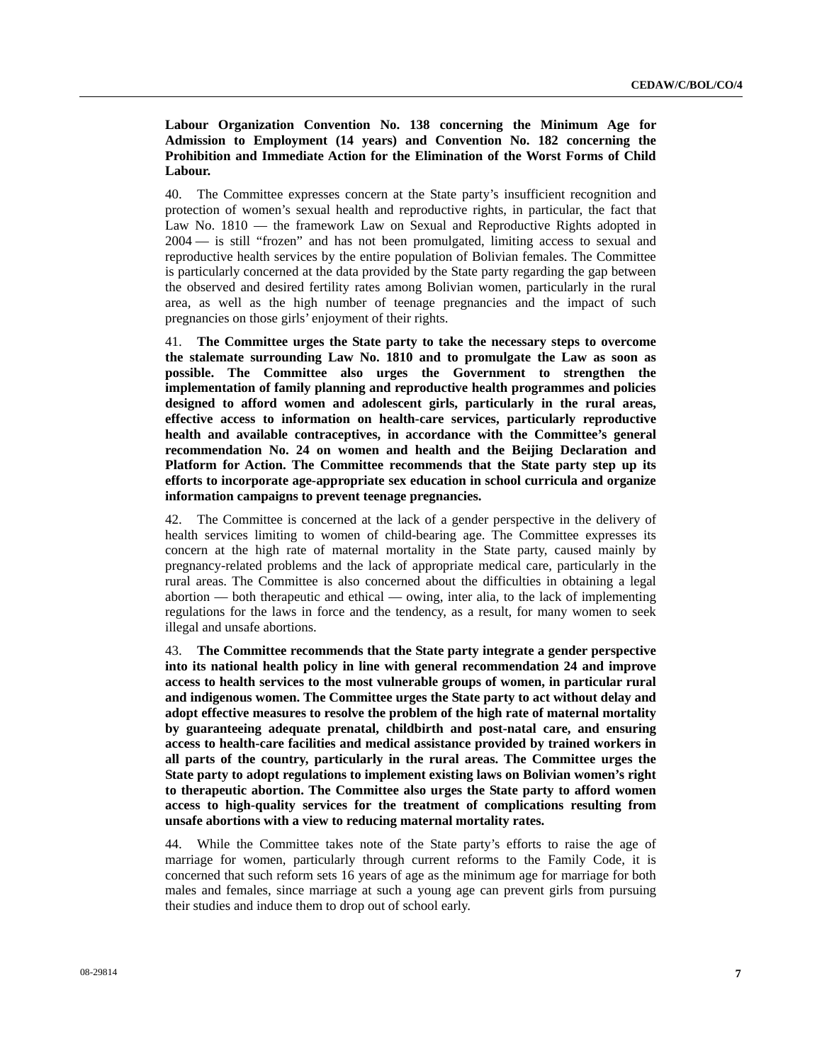**Labour Organization Convention No. 138 concerning the Minimum Age for Admission to Employment (14 years) and Convention No. 182 concerning the Prohibition and Immediate Action for the Elimination of the Worst Forms of Child Labour.**

40. The Committee expresses concern at the State party's insufficient recognition and protection of women's sexual health and reproductive rights, in particular, the fact that Law No. 1810 — the framework Law on Sexual and Reproductive Rights adopted in 2004 — is still "frozen" and has not been promulgated, limiting access to sexual and reproductive health services by the entire population of Bolivian females. The Committee is particularly concerned at the data provided by the State party regarding the gap between the observed and desired fertility rates among Bolivian women, particularly in the rural area, as well as the high number of teenage pregnancies and the impact of such pregnancies on those girls' enjoyment of their rights.

41. **The Committee urges the State party to take the necessary steps to overcome the stalemate surrounding Law No. 1810 and to promulgate the Law as soon as possible. The Committee also urges the Government to strengthen the implementation of family planning and reproductive health programmes and policies designed to afford women and adolescent girls, particularly in the rural areas, effective access to information on health-care services, particularly reproductive health and available contraceptives, in accordance with the Committee's general recommendation No. 24 on women and health and the Beijing Declaration and Platform for Action. The Committee recommends that the State party step up its efforts to incorporate age-appropriate sex education in school curricula and organize information campaigns to prevent teenage pregnancies.**

42. The Committee is concerned at the lack of a gender perspective in the delivery of health services limiting to women of child-bearing age. The Committee expresses its concern at the high rate of maternal mortality in the State party, caused mainly by pregnancy-related problems and the lack of appropriate medical care, particularly in the rural areas. The Committee is also concerned about the difficulties in obtaining a legal abortion — both therapeutic and ethical — owing, inter alia, to the lack of implementing regulations for the laws in force and the tendency, as a result, for many women to seek illegal and unsafe abortions.

43. **The Committee recommends that the State party integrate a gender perspective into its national health policy in line with general recommendation 24 and improve access to health services to the most vulnerable groups of women, in particular rural and indigenous women. The Committee urges the State party to act without delay and adopt effective measures to resolve the problem of the high rate of maternal mortality by guaranteeing adequate prenatal, childbirth and post-natal care, and ensuring access to health-care facilities and medical assistance provided by trained workers in all parts of the country, particularly in the rural areas. The Committee urges the State party to adopt regulations to implement existing laws on Bolivian women's right to therapeutic abortion. The Committee also urges the State party to afford women access to high-quality services for the treatment of complications resulting from unsafe abortions with a view to reducing maternal mortality rates.**

44. While the Committee takes note of the State party's efforts to raise the age of marriage for women, particularly through current reforms to the Family Code, it is concerned that such reform sets 16 years of age as the minimum age for marriage for both males and females, since marriage at such a young age can prevent girls from pursuing their studies and induce them to drop out of school early.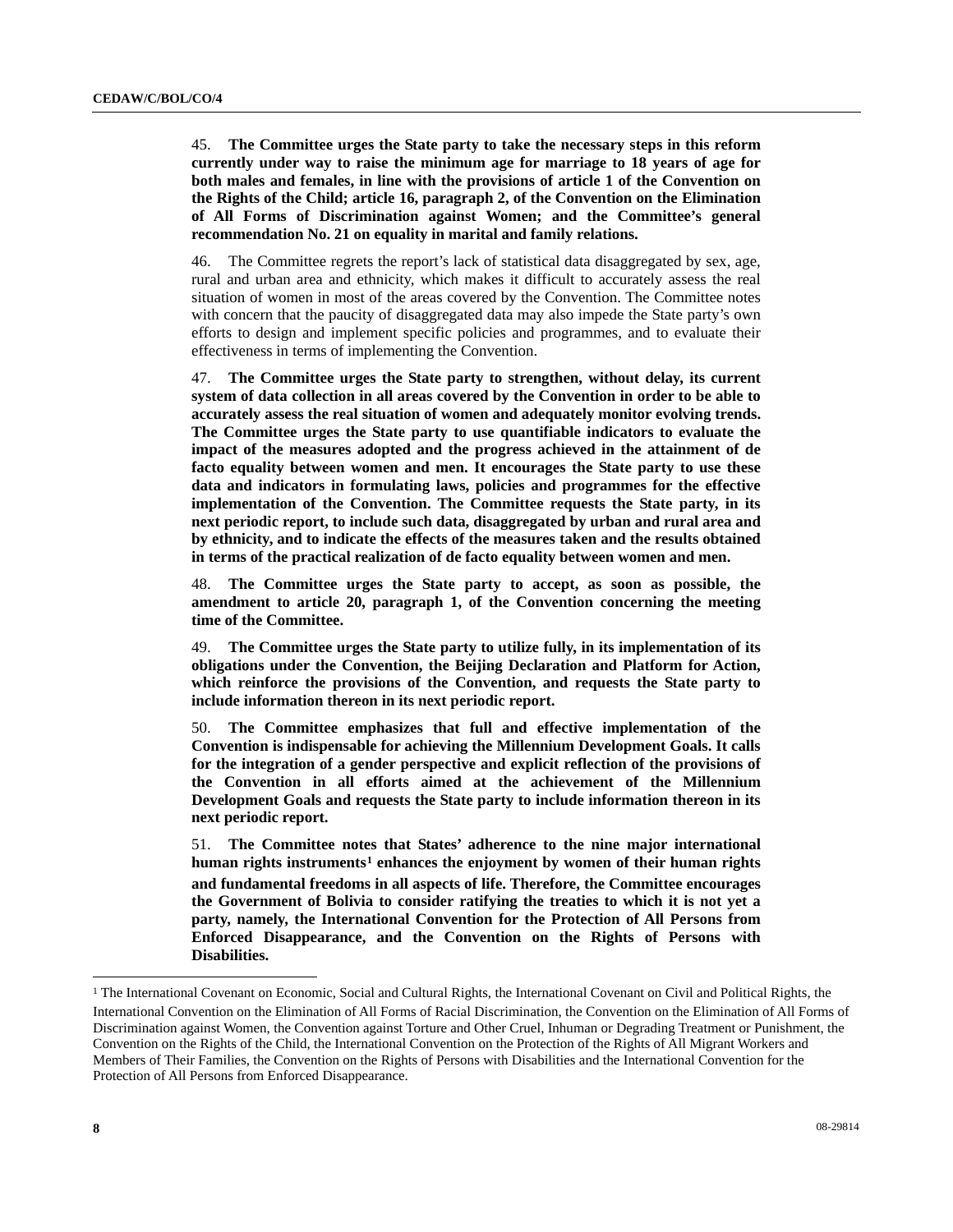45. **The Committee urges the State party to take the necessary steps in this reform currently under way to raise the minimum age for marriage to 18 years of age for both males and females, in line with the provisions of article 1 of the Convention on the Rights of the Child; article 16, paragraph 2, of the Convention on the Elimination of All Forms of Discrimination against Women; and the Committee's general recommendation No. 21 on equality in marital and family relations.**

46. The Committee regrets the report's lack of statistical data disaggregated by sex, age, rural and urban area and ethnicity, which makes it difficult to accurately assess the real situation of women in most of the areas covered by the Convention. The Committee notes with concern that the paucity of disaggregated data may also impede the State party's own efforts to design and implement specific policies and programmes, and to evaluate their effectiveness in terms of implementing the Convention.

47. **The Committee urges the State party to strengthen, without delay, its current system of data collection in all areas covered by the Convention in order to be able to accurately assess the real situation of women and adequately monitor evolving trends. The Committee urges the State party to use quantifiable indicators to evaluate the impact of the measures adopted and the progress achieved in the attainment of de facto equality between women and men. It encourages the State party to use these data and indicators in formulating laws, policies and programmes for the effective implementation of the Convention. The Committee requests the State party, in its next periodic report, to include such data, disaggregated by urban and rural area and by ethnicity, and to indicate the effects of the measures taken and the results obtained in terms of the practical realization of de facto equality between women and men.**

48. **The Committee urges the State party to accept, as soon as possible, the amendment to article 20, paragraph 1, of the Convention concerning the meeting time of the Committee.**

49. **The Committee urges the State party to utilize fully, in its implementation of its obligations under the Convention, the Beijing Declaration and Platform for Action, which reinforce the provisions of the Convention, and requests the State party to include information thereon in its next periodic report.**

50. **The Committee emphasizes that full and effective implementation of the Convention is indispensable for achieving the Millennium Development Goals. It calls for the integration of a gender perspective and explicit reflection of the provisions of the Convention in all efforts aimed at the achievement of the Millennium Development Goals and requests the State party to include information thereon in its next periodic report.**

51. **The Committee notes that States' adherence to the nine major international human rights instruments[1] enhances the enjoyment by women of their human rights and fundamental freedoms in all aspects of life. Therefore, the Committee encourages the Government of Bolivia to consider ratifying the treaties to which it is not yet a party, namely, the International Convention for the Protection of All Persons from Enforced Disappearance, and the Convention on the Rights of Persons with Disabilities.**

---

[1] The International Covenant on Economic, Social and Cultural Rights, the International Covenant on Civil and Political Rights, the International Convention on the Elimination of All Forms of Racial Discrimination, the Convention on the Elimination of All Forms of Discrimination against Women, the Convention against Torture and Other Cruel, Inhuman or Degrading Treatment or Punishment, the Convention on the Rights of the Child, the International Convention on the Protection of the Rights of All Migrant Workers and Members of Their Families, the Convention on the Rights of Persons with Disabilities and the International Convention for the Protection of All Persons from Enforced Disappearance.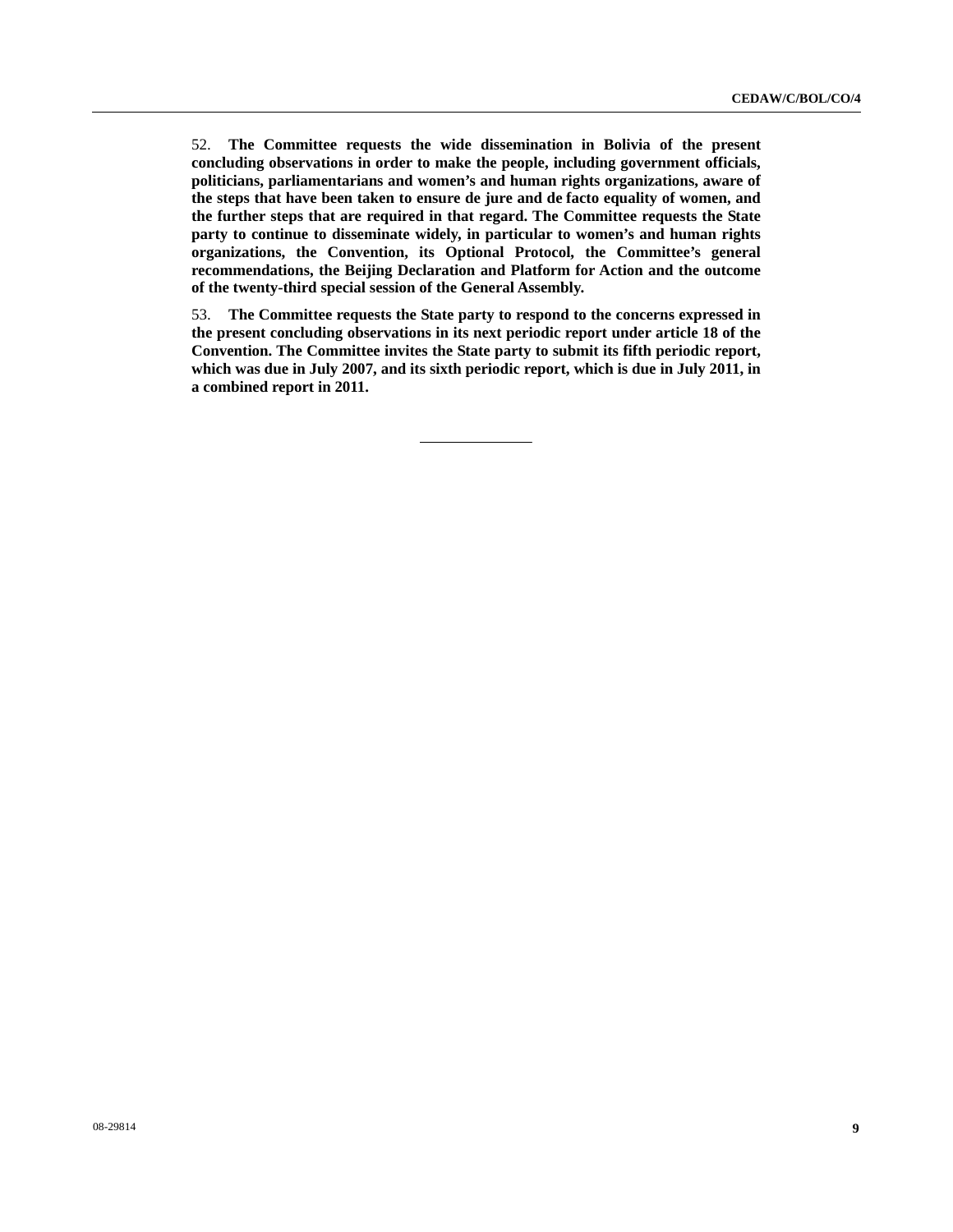52. **The Committee requests the wide dissemination in Bolivia of the present concluding observations in order to make the people, including government officials, politicians, parliamentarians and women's and human rights organizations, aware of the steps that have been taken to ensure de jure and de facto equality of women, and the further steps that are required in that regard. The Committee requests the State party to continue to disseminate widely, in particular to women's and human rights organizations, the Convention, its Optional Protocol, the Committee's general recommendations, the Beijing Declaration and Platform for Action and the outcome of the twenty-third special session of the General Assembly.**

53. **The Committee requests the State party to respond to the concerns expressed in the present concluding observations in its next periodic report under article 18 of the Convention. The Committee invites the State party to submit its fifth periodic report, which was due in July 2007, and its sixth periodic report, which is due in July 2011, in a combined report in 2011.**